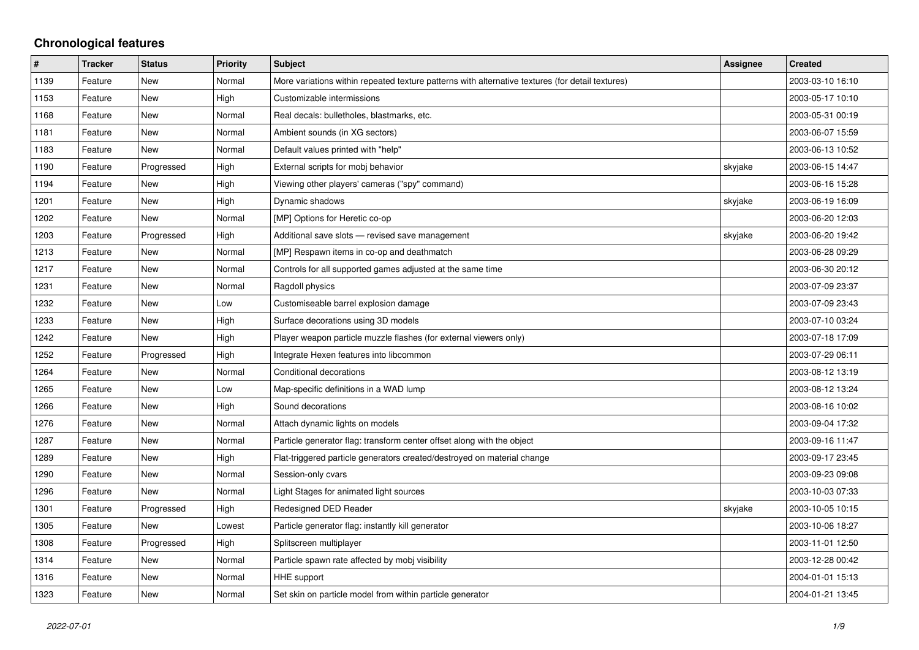## Chronological features

| # | Tracker | Status | Priority | Subject | Assignee | Created |
|---|---|---|---|---|---|---|
| 1139 | Feature | New | Normal | More variations within repeated texture patterns with alternative textures (for detail textures) | | 2003-03-10 16:10 |
| 1153 | Feature | New | High | Customizable intermissions | | 2003-05-17 10:10 |
| 1168 | Feature | New | Normal | Real decals: bulletholes, blastmarks, etc. | | 2003-05-31 00:19 |
| 1181 | Feature | New | Normal | Ambient sounds (in XG sectors) | | 2003-06-07 15:59 |
| 1183 | Feature | New | Normal | Default values printed with "help" | | 2003-06-13 10:52 |
| 1190 | Feature | Progressed | High | External scripts for mobj behavior | skyjake | 2003-06-15 14:47 |
| 1194 | Feature | New | High | Viewing other players' cameras ("spy" command) | | 2003-06-16 15:28 |
| 1201 | Feature | New | High | Dynamic shadows | skyjake | 2003-06-19 16:09 |
| 1202 | Feature | New | Normal | [MP] Options for Heretic co-op | | 2003-06-20 12:03 |
| 1203 | Feature | Progressed | High | Additional save slots — revised save management | skyjake | 2003-06-20 19:42 |
| 1213 | Feature | New | Normal | [MP] Respawn items in co-op and deathmatch | | 2003-06-28 09:29 |
| 1217 | Feature | New | Normal | Controls for all supported games adjusted at the same time | | 2003-06-30 20:12 |
| 1231 | Feature | New | Normal | Ragdoll physics | | 2003-07-09 23:37 |
| 1232 | Feature | New | Low | Customiseable barrel explosion damage | | 2003-07-09 23:43 |
| 1233 | Feature | New | High | Surface decorations using 3D models | | 2003-07-10 03:24 |
| 1242 | Feature | New | High | Player weapon particle muzzle flashes (for external viewers only) | | 2003-07-18 17:09 |
| 1252 | Feature | Progressed | High | Integrate Hexen features into libcommon | | 2003-07-29 06:11 |
| 1264 | Feature | New | Normal | Conditional decorations | | 2003-08-12 13:19 |
| 1265 | Feature | New | Low | Map-specific definitions in a WAD lump | | 2003-08-12 13:24 |
| 1266 | Feature | New | High | Sound decorations | | 2003-08-16 10:02 |
| 1276 | Feature | New | Normal | Attach dynamic lights on models | | 2003-09-04 17:32 |
| 1287 | Feature | New | Normal | Particle generator flag: transform center offset along with the object | | 2003-09-16 11:47 |
| 1289 | Feature | New | High | Flat-triggered particle generators created/destroyed on material change | | 2003-09-17 23:45 |
| 1290 | Feature | New | Normal | Session-only cvars | | 2003-09-23 09:08 |
| 1296 | Feature | New | Normal | Light Stages for animated light sources | | 2003-10-03 07:33 |
| 1301 | Feature | Progressed | High | Redesigned DED Reader | skyjake | 2003-10-05 10:15 |
| 1305 | Feature | New | Lowest | Particle generator flag: instantly kill generator | | 2003-10-06 18:27 |
| 1308 | Feature | Progressed | High | Splitscreen multiplayer | | 2003-11-01 12:50 |
| 1314 | Feature | New | Normal | Particle spawn rate affected by mobj visibility | | 2003-12-28 00:42 |
| 1316 | Feature | New | Normal | HHE support | | 2004-01-01 15:13 |
| 1323 | Feature | New | Normal | Set skin on particle model from within particle generator | | 2004-01-21 13:45 |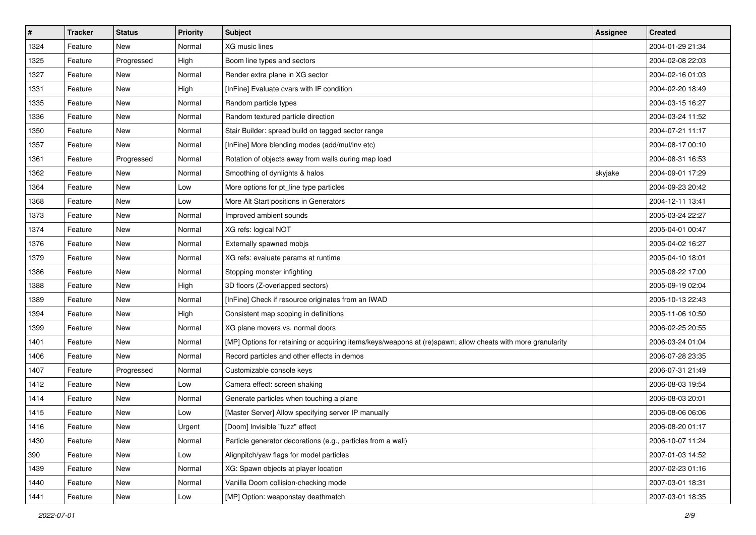| # | Tracker | Status | Priority | Subject | Assignee | Created |
|---|---|---|---|---|---|---|
| 1324 | Feature | New | Normal | XG music lines | | 2004-01-29 21:34 |
| 1325 | Feature | Progressed | High | Boom line types and sectors | | 2004-02-08 22:03 |
| 1327 | Feature | New | Normal | Render extra plane in XG sector | | 2004-02-16 01:03 |
| 1331 | Feature | New | High | [InFine] Evaluate cvars with IF condition | | 2004-02-20 18:49 |
| 1335 | Feature | New | Normal | Random particle types | | 2004-03-15 16:27 |
| 1336 | Feature | New | Normal | Random textured particle direction | | 2004-03-24 11:52 |
| 1350 | Feature | New | Normal | Stair Builder: spread build on tagged sector range | | 2004-07-21 11:17 |
| 1357 | Feature | New | Normal | [InFine] More blending modes (add/mul/inv etc) | | 2004-08-17 00:10 |
| 1361 | Feature | Progressed | Normal | Rotation of objects away from walls during map load | | 2004-08-31 16:53 |
| 1362 | Feature | New | Normal | Smoothing of dynlights & halos | skyjake | 2004-09-01 17:29 |
| 1364 | Feature | New | Low | More options for pt_line type particles | | 2004-09-23 20:42 |
| 1368 | Feature | New | Low | More Alt Start positions in Generators | | 2004-12-11 13:41 |
| 1373 | Feature | New | Normal | Improved ambient sounds | | 2005-03-24 22:27 |
| 1374 | Feature | New | Normal | XG refs: logical NOT | | 2005-04-01 00:47 |
| 1376 | Feature | New | Normal | Externally spawned mobjs | | 2005-04-02 16:27 |
| 1379 | Feature | New | Normal | XG refs: evaluate params at runtime | | 2005-04-10 18:01 |
| 1386 | Feature | New | Normal | Stopping monster infighting | | 2005-08-22 17:00 |
| 1388 | Feature | New | High | 3D floors (Z-overlapped sectors) | | 2005-09-19 02:04 |
| 1389 | Feature | New | Normal | [InFine] Check if resource originates from an IWAD | | 2005-10-13 22:43 |
| 1394 | Feature | New | High | Consistent map scoping in definitions | | 2005-11-06 10:50 |
| 1399 | Feature | New | Normal | XG plane movers vs. normal doors | | 2006-02-25 20:55 |
| 1401 | Feature | New | Normal | [MP] Options for retaining or acquiring items/keys/weapons at (re)spawn; allow cheats with more granularity | | 2006-03-24 01:04 |
| 1406 | Feature | New | Normal | Record particles and other effects in demos | | 2006-07-28 23:35 |
| 1407 | Feature | Progressed | Normal | Customizable console keys | | 2006-07-31 21:49 |
| 1412 | Feature | New | Low | Camera effect: screen shaking | | 2006-08-03 19:54 |
| 1414 | Feature | New | Normal | Generate particles when touching a plane | | 2006-08-03 20:01 |
| 1415 | Feature | New | Low | [Master Server] Allow specifying server IP manually | | 2006-08-06 06:06 |
| 1416 | Feature | New | Urgent | [Doom] Invisible "fuzz" effect | | 2006-08-20 01:17 |
| 1430 | Feature | New | Normal | Particle generator decorations (e.g., particles from a wall) | | 2006-10-07 11:24 |
| 390 | Feature | New | Low | Alignpitch/yaw flags for model particles | | 2007-01-03 14:52 |
| 1439 | Feature | New | Normal | XG: Spawn objects at player location | | 2007-02-23 01:16 |
| 1440 | Feature | New | Normal | Vanilla Doom collision-checking mode | | 2007-03-01 18:31 |
| 1441 | Feature | New | Low | [MP] Option: weaponstay deathmatch | | 2007-03-01 18:35 |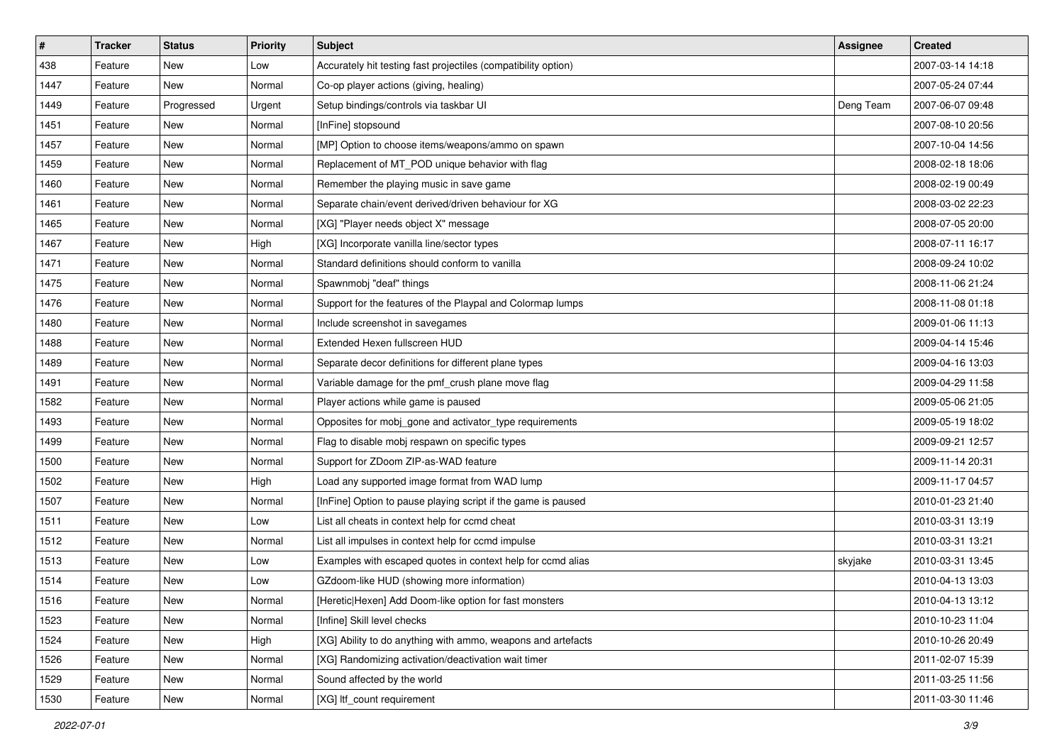| # | Tracker | Status | Priority | Subject | Assignee | Created |
| --- | --- | --- | --- | --- | --- | --- |
| 438 | Feature | New | Low | Accurately hit testing fast projectiles (compatibility option) | | 2007-03-14 14:18 |
| 1447 | Feature | New | Normal | Co-op player actions (giving, healing) | | 2007-05-24 07:44 |
| 1449 | Feature | Progressed | Urgent | Setup bindings/controls via taskbar UI | Deng Team | 2007-06-07 09:48 |
| 1451 | Feature | New | Normal | [InFine] stopsound | | 2007-08-10 20:56 |
| 1457 | Feature | New | Normal | [MP] Option to choose items/weapons/ammo on spawn | | 2007-10-04 14:56 |
| 1459 | Feature | New | Normal | Replacement of MT_POD unique behavior with flag | | 2008-02-18 18:06 |
| 1460 | Feature | New | Normal | Remember the playing music in save game | | 2008-02-19 00:49 |
| 1461 | Feature | New | Normal | Separate chain/event derived/driven behaviour for XG | | 2008-03-02 22:23 |
| 1465 | Feature | New | Normal | [XG] "Player needs object X" message | | 2008-07-05 20:00 |
| 1467 | Feature | New | High | [XG] Incorporate vanilla line/sector types | | 2008-07-11 16:17 |
| 1471 | Feature | New | Normal | Standard definitions should conform to vanilla | | 2008-09-24 10:02 |
| 1475 | Feature | New | Normal | Spawnmobj "deaf" things | | 2008-11-06 21:24 |
| 1476 | Feature | New | Normal | Support for the features of the Playpal and Colormap lumps | | 2008-11-08 01:18 |
| 1480 | Feature | New | Normal | Include screenshot in savegames | | 2009-01-06 11:13 |
| 1488 | Feature | New | Normal | Extended Hexen fullscreen HUD | | 2009-04-14 15:46 |
| 1489 | Feature | New | Normal | Separate decor definitions for different plane types | | 2009-04-16 13:03 |
| 1491 | Feature | New | Normal | Variable damage for the pmf_crush plane move flag | | 2009-04-29 11:58 |
| 1582 | Feature | New | Normal | Player actions while game is paused | | 2009-05-06 21:05 |
| 1493 | Feature | New | Normal | Opposites for mobj_gone and activator_type requirements | | 2009-05-19 18:02 |
| 1499 | Feature | New | Normal | Flag to disable mobj respawn on specific types | | 2009-09-21 12:57 |
| 1500 | Feature | New | Normal | Support for ZDoom ZIP-as-WAD feature | | 2009-11-14 20:31 |
| 1502 | Feature | New | High | Load any supported image format from WAD lump | | 2009-11-17 04:57 |
| 1507 | Feature | New | Normal | [InFine] Option to pause playing script if the game is paused | | 2010-01-23 21:40 |
| 1511 | Feature | New | Low | List all cheats in context help for ccmd cheat | | 2010-03-31 13:19 |
| 1512 | Feature | New | Normal | List all impulses in context help for ccmd impulse | | 2010-03-31 13:21 |
| 1513 | Feature | New | Low | Examples with escaped quotes in context help for ccmd alias | skyjake | 2010-03-31 13:45 |
| 1514 | Feature | New | Low | GZdoom-like HUD (showing more information) | | 2010-04-13 13:03 |
| 1516 | Feature | New | Normal | [Heretic\|Hexen] Add Doom-like option for fast monsters | | 2010-04-13 13:12 |
| 1523 | Feature | New | Normal | [Infine] Skill level checks | | 2010-10-23 11:04 |
| 1524 | Feature | New | High | [XG] Ability to do anything with ammo, weapons and artefacts | | 2010-10-26 20:49 |
| 1526 | Feature | New | Normal | [XG] Randomizing activation/deactivation wait timer | | 2011-02-07 15:39 |
| 1529 | Feature | New | Normal | Sound affected by the world | | 2011-03-25 11:56 |
| 1530 | Feature | New | Normal | [XG] ltf_count requirement | | 2011-03-30 11:46 |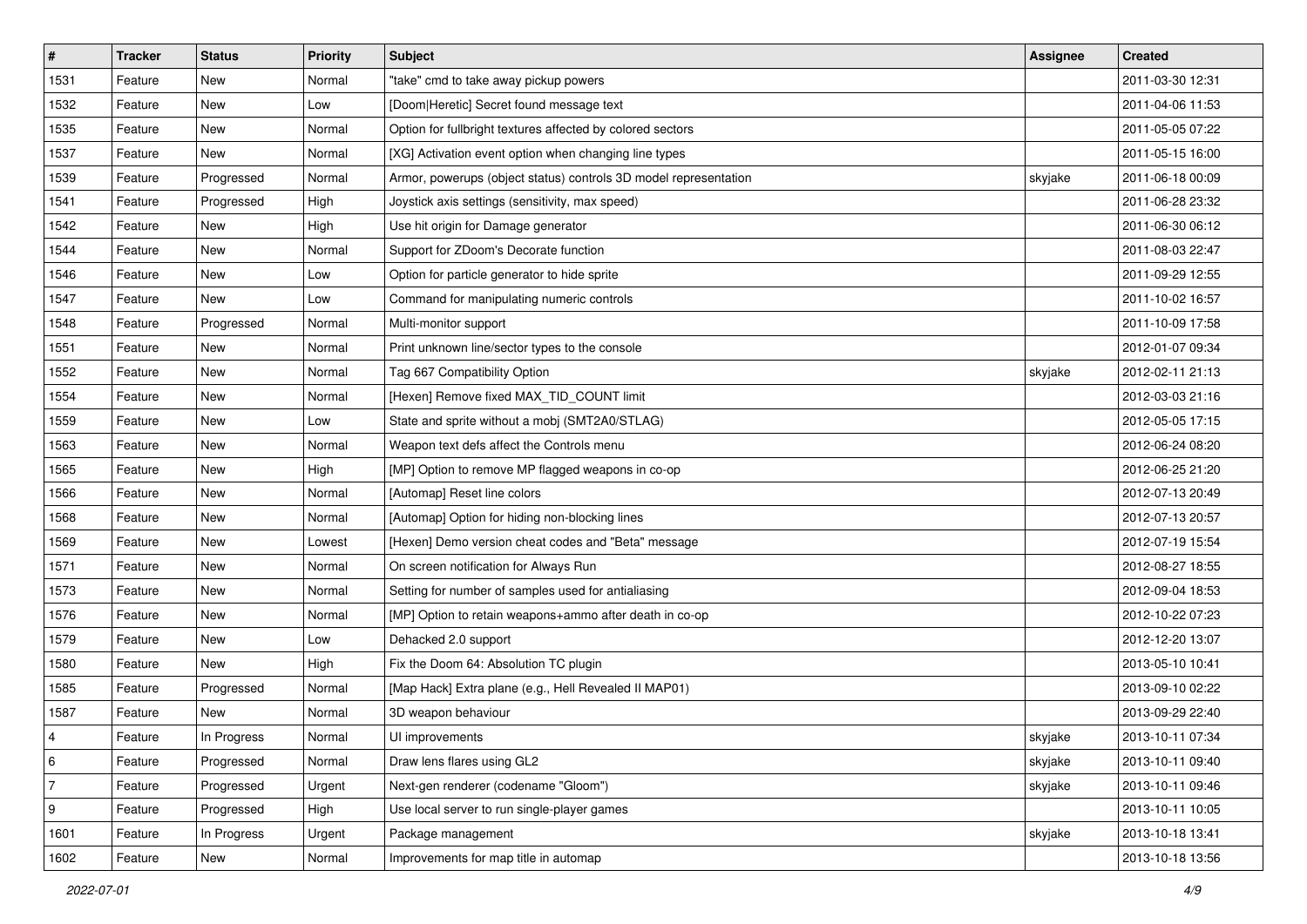| # | Tracker | Status | Priority | Subject | Assignee | Created |
|---|---|---|---|---|---|---|
| 1531 | Feature | New | Normal | "take" cmd to take away pickup powers | | 2011-03-30 12:31 |
| 1532 | Feature | New | Low | [Doom|Heretic] Secret found message text | | 2011-04-06 11:53 |
| 1535 | Feature | New | Normal | Option for fullbright textures affected by colored sectors | | 2011-05-05 07:22 |
| 1537 | Feature | New | Normal | [XG] Activation event option when changing line types | | 2011-05-15 16:00 |
| 1539 | Feature | Progressed | Normal | Armor, powerups (object status) controls 3D model representation | skyjake | 2011-06-18 00:09 |
| 1541 | Feature | Progressed | High | Joystick axis settings (sensitivity, max speed) | | 2011-06-28 23:32 |
| 1542 | Feature | New | High | Use hit origin for Damage generator | | 2011-06-30 06:12 |
| 1544 | Feature | New | Normal | Support for ZDoom's Decorate function | | 2011-08-03 22:47 |
| 1546 | Feature | New | Low | Option for particle generator to hide sprite | | 2011-09-29 12:55 |
| 1547 | Feature | New | Low | Command for manipulating numeric controls | | 2011-10-02 16:57 |
| 1548 | Feature | Progressed | Normal | Multi-monitor support | | 2011-10-09 17:58 |
| 1551 | Feature | New | Normal | Print unknown line/sector types to the console | | 2012-01-07 09:34 |
| 1552 | Feature | New | Normal | Tag 667 Compatibility Option | skyjake | 2012-02-11 21:13 |
| 1554 | Feature | New | Normal | [Hexen] Remove fixed MAX_TID_COUNT limit | | 2012-03-03 21:16 |
| 1559 | Feature | New | Low | State and sprite without a mobj (SMT2A0/STLAG) | | 2012-05-05 17:15 |
| 1563 | Feature | New | Normal | Weapon text defs affect the Controls menu | | 2012-06-24 08:20 |
| 1565 | Feature | New | High | [MP] Option to remove MP flagged weapons in co-op | | 2012-06-25 21:20 |
| 1566 | Feature | New | Normal | [Automap] Reset line colors | | 2012-07-13 20:49 |
| 1568 | Feature | New | Normal | [Automap] Option for hiding non-blocking lines | | 2012-07-13 20:57 |
| 1569 | Feature | New | Lowest | [Hexen] Demo version cheat codes and "Beta" message | | 2012-07-19 15:54 |
| 1571 | Feature | New | Normal | On screen notification for Always Run | | 2012-08-27 18:55 |
| 1573 | Feature | New | Normal | Setting for number of samples used for antialiasing | | 2012-09-04 18:53 |
| 1576 | Feature | New | Normal | [MP] Option to retain weapons+ammo after death in co-op | | 2012-10-22 07:23 |
| 1579 | Feature | New | Low | Dehacked 2.0 support | | 2012-12-20 13:07 |
| 1580 | Feature | New | High | Fix the Doom 64: Absolution TC plugin | | 2013-05-10 10:41 |
| 1585 | Feature | Progressed | Normal | [Map Hack] Extra plane (e.g., Hell Revealed II MAP01) | | 2013-09-10 02:22 |
| 1587 | Feature | New | Normal | 3D weapon behaviour | | 2013-09-29 22:40 |
| 4 | Feature | In Progress | Normal | UI improvements | skyjake | 2013-10-11 07:34 |
| 6 | Feature | Progressed | Normal | Draw lens flares using GL2 | skyjake | 2013-10-11 09:40 |
| 7 | Feature | Progressed | Urgent | Next-gen renderer (codename "Gloom") | skyjake | 2013-10-11 09:46 |
| 9 | Feature | Progressed | High | Use local server to run single-player games | | 2013-10-11 10:05 |
| 1601 | Feature | In Progress | Urgent | Package management | skyjake | 2013-10-18 13:41 |
| 1602 | Feature | New | Normal | Improvements for map title in automap | | 2013-10-18 13:56 |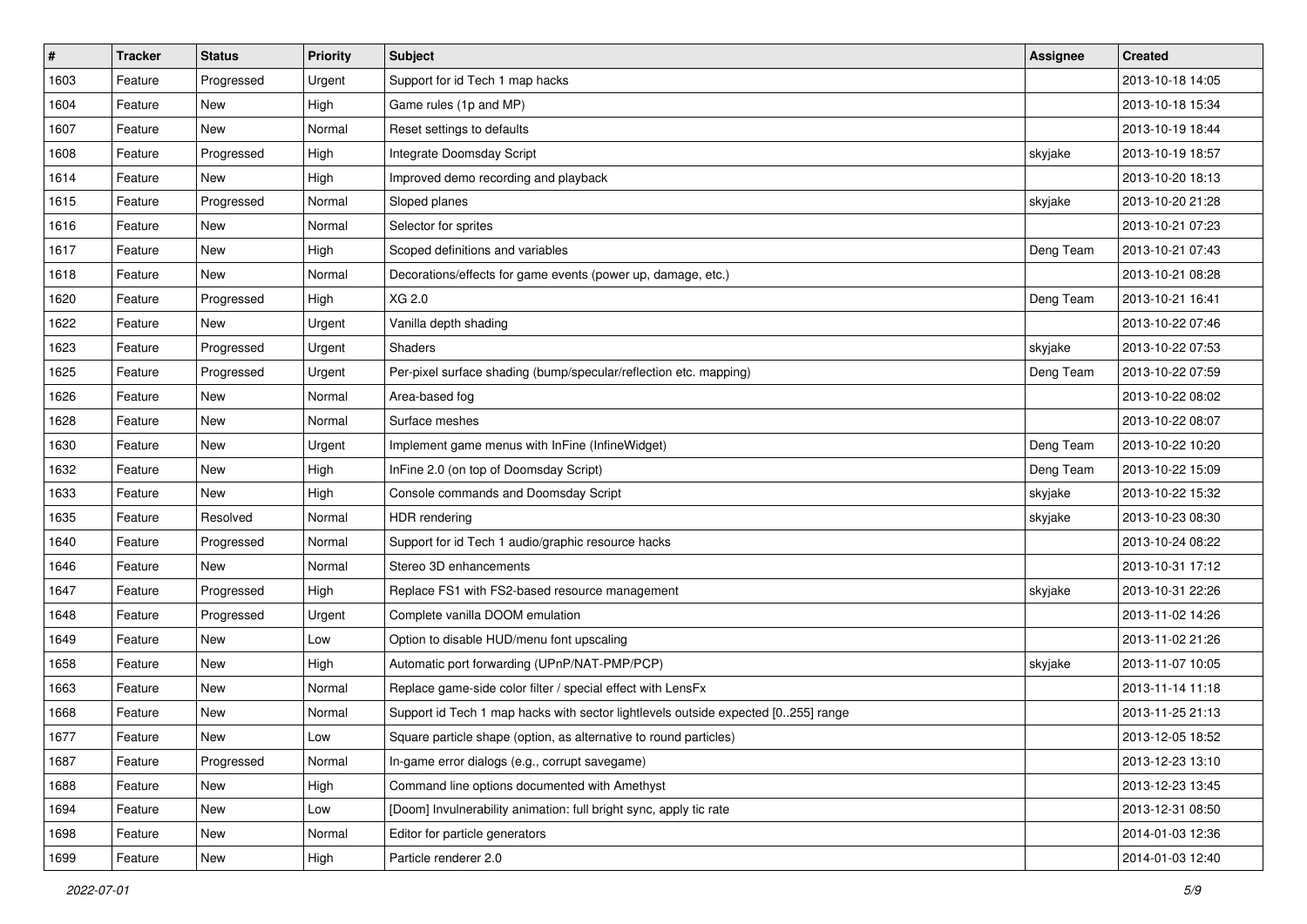| # | Tracker | Status | Priority | Subject | Assignee | Created |
|---|---|---|---|---|---|---|
| 1603 | Feature | Progressed | Urgent | Support for id Tech 1 map hacks | | 2013-10-18 14:05 |
| 1604 | Feature | New | High | Game rules (1p and MP) | | 2013-10-18 15:34 |
| 1607 | Feature | New | Normal | Reset settings to defaults | | 2013-10-19 18:44 |
| 1608 | Feature | Progressed | High | Integrate Doomsday Script | skyjake | 2013-10-19 18:57 |
| 1614 | Feature | New | High | Improved demo recording and playback | | 2013-10-20 18:13 |
| 1615 | Feature | Progressed | Normal | Sloped planes | skyjake | 2013-10-20 21:28 |
| 1616 | Feature | New | Normal | Selector for sprites | | 2013-10-21 07:23 |
| 1617 | Feature | New | High | Scoped definitions and variables | Deng Team | 2013-10-21 07:43 |
| 1618 | Feature | New | Normal | Decorations/effects for game events (power up, damage, etc.) | | 2013-10-21 08:28 |
| 1620 | Feature | Progressed | High | XG 2.0 | Deng Team | 2013-10-21 16:41 |
| 1622 | Feature | New | Urgent | Vanilla depth shading | | 2013-10-22 07:46 |
| 1623 | Feature | Progressed | Urgent | Shaders | skyjake | 2013-10-22 07:53 |
| 1625 | Feature | Progressed | Urgent | Per-pixel surface shading (bump/specular/reflection etc. mapping) | Deng Team | 2013-10-22 07:59 |
| 1626 | Feature | New | Normal | Area-based fog | | 2013-10-22 08:02 |
| 1628 | Feature | New | Normal | Surface meshes | | 2013-10-22 08:07 |
| 1630 | Feature | New | Urgent | Implement game menus with InFine (InfineWidget) | Deng Team | 2013-10-22 10:20 |
| 1632 | Feature | New | High | InFine 2.0 (on top of Doomsday Script) | Deng Team | 2013-10-22 15:09 |
| 1633 | Feature | New | High | Console commands and Doomsday Script | skyjake | 2013-10-22 15:32 |
| 1635 | Feature | Resolved | Normal | HDR rendering | skyjake | 2013-10-23 08:30 |
| 1640 | Feature | Progressed | Normal | Support for id Tech 1 audio/graphic resource hacks | | 2013-10-24 08:22 |
| 1646 | Feature | New | Normal | Stereo 3D enhancements | | 2013-10-31 17:12 |
| 1647 | Feature | Progressed | High | Replace FS1 with FS2-based resource management | skyjake | 2013-10-31 22:26 |
| 1648 | Feature | Progressed | Urgent | Complete vanilla DOOM emulation | | 2013-11-02 14:26 |
| 1649 | Feature | New | Low | Option to disable HUD/menu font upscaling | | 2013-11-02 21:26 |
| 1658 | Feature | New | High | Automatic port forwarding (UPnP/NAT-PMP/PCP) | skyjake | 2013-11-07 10:05 |
| 1663 | Feature | New | Normal | Replace game-side color filter / special effect with LensFx | | 2013-11-14 11:18 |
| 1668 | Feature | New | Normal | Support id Tech 1 map hacks with sector lightlevels outside expected [0..255] range | | 2013-11-25 21:13 |
| 1677 | Feature | New | Low | Square particle shape (option, as alternative to round particles) | | 2013-12-05 18:52 |
| 1687 | Feature | Progressed | Normal | In-game error dialogs (e.g., corrupt savegame) | | 2013-12-23 13:10 |
| 1688 | Feature | New | High | Command line options documented with Amethyst | | 2013-12-23 13:45 |
| 1694 | Feature | New | Low | [Doom] Invulnerability animation: full bright sync, apply tic rate | | 2013-12-31 08:50 |
| 1698 | Feature | New | Normal | Editor for particle generators | | 2014-01-03 12:36 |
| 1699 | Feature | New | High | Particle renderer 2.0 | | 2014-01-03 12:40 |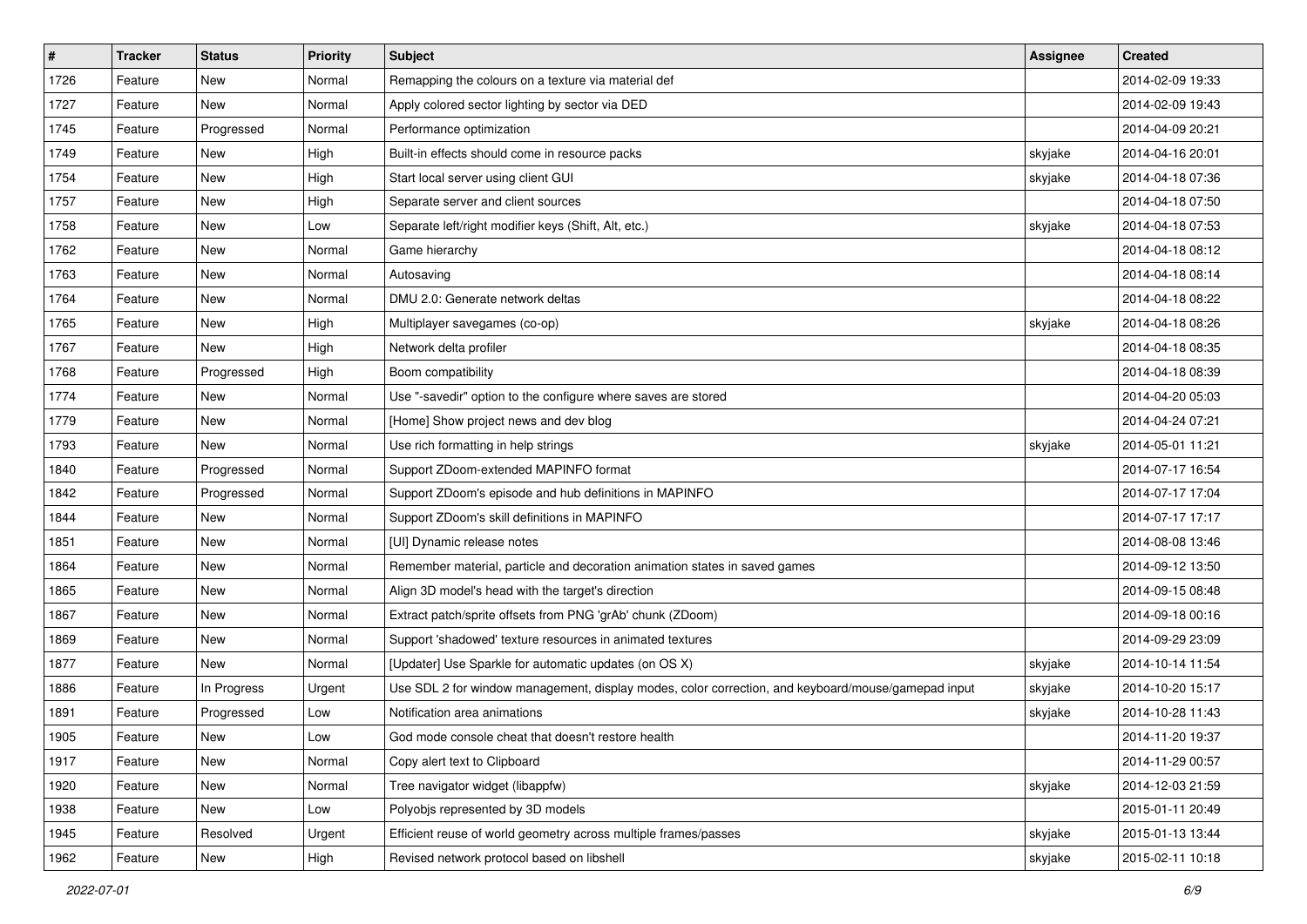| # | Tracker | Status | Priority | Subject | Assignee | Created |
|---|---|---|---|---|---|---|
| 1726 | Feature | New | Normal | Remapping the colours on a texture via material def | | 2014-02-09 19:33 |
| 1727 | Feature | New | Normal | Apply colored sector lighting by sector via DED | | 2014-02-09 19:43 |
| 1745 | Feature | Progressed | Normal | Performance optimization | | 2014-04-09 20:21 |
| 1749 | Feature | New | High | Built-in effects should come in resource packs | skyjake | 2014-04-16 20:01 |
| 1754 | Feature | New | High | Start local server using client GUI | skyjake | 2014-04-18 07:36 |
| 1757 | Feature | New | High | Separate server and client sources | | 2014-04-18 07:50 |
| 1758 | Feature | New | Low | Separate left/right modifier keys (Shift, Alt, etc.) | skyjake | 2014-04-18 07:53 |
| 1762 | Feature | New | Normal | Game hierarchy | | 2014-04-18 08:12 |
| 1763 | Feature | New | Normal | Autosaving | | 2014-04-18 08:14 |
| 1764 | Feature | New | Normal | DMU 2.0: Generate network deltas | | 2014-04-18 08:22 |
| 1765 | Feature | New | High | Multiplayer savegames (co-op) | skyjake | 2014-04-18 08:26 |
| 1767 | Feature | New | High | Network delta profiler | | 2014-04-18 08:35 |
| 1768 | Feature | Progressed | High | Boom compatibility | | 2014-04-18 08:39 |
| 1774 | Feature | New | Normal | Use "-savedir" option to the configure where saves are stored | | 2014-04-20 05:03 |
| 1779 | Feature | New | Normal | [Home] Show project news and dev blog | | 2014-04-24 07:21 |
| 1793 | Feature | New | Normal | Use rich formatting in help strings | skyjake | 2014-05-01 11:21 |
| 1840 | Feature | Progressed | Normal | Support ZDoom-extended MAPINFO format | | 2014-07-17 16:54 |
| 1842 | Feature | Progressed | Normal | Support ZDoom's episode and hub definitions in MAPINFO | | 2014-07-17 17:04 |
| 1844 | Feature | New | Normal | Support ZDoom's skill definitions in MAPINFO | | 2014-07-17 17:17 |
| 1851 | Feature | New | Normal | [UI] Dynamic release notes | | 2014-08-08 13:46 |
| 1864 | Feature | New | Normal | Remember material, particle and decoration animation states in saved games | | 2014-09-12 13:50 |
| 1865 | Feature | New | Normal | Align 3D model's head with the target's direction | | 2014-09-15 08:48 |
| 1867 | Feature | New | Normal | Extract patch/sprite offsets from PNG 'grAb' chunk (ZDoom) | | 2014-09-18 00:16 |
| 1869 | Feature | New | Normal | Support 'shadowed' texture resources in animated textures | | 2014-09-29 23:09 |
| 1877 | Feature | New | Normal | [Updater] Use Sparkle for automatic updates (on OS X) | skyjake | 2014-10-14 11:54 |
| 1886 | Feature | In Progress | Urgent | Use SDL 2 for window management, display modes, color correction, and keyboard/mouse/gamepad input | skyjake | 2014-10-20 15:17 |
| 1891 | Feature | Progressed | Low | Notification area animations | skyjake | 2014-10-28 11:43 |
| 1905 | Feature | New | Low | God mode console cheat that doesn't restore health | | 2014-11-20 19:37 |
| 1917 | Feature | New | Normal | Copy alert text to Clipboard | | 2014-11-29 00:57 |
| 1920 | Feature | New | Normal | Tree navigator widget (libappfw) | skyjake | 2014-12-03 21:59 |
| 1938 | Feature | New | Low | Polyobjs represented by 3D models | | 2015-01-11 20:49 |
| 1945 | Feature | Resolved | Urgent | Efficient reuse of world geometry across multiple frames/passes | skyjake | 2015-01-13 13:44 |
| 1962 | Feature | New | High | Revised network protocol based on libshell | skyjake | 2015-02-11 10:18 |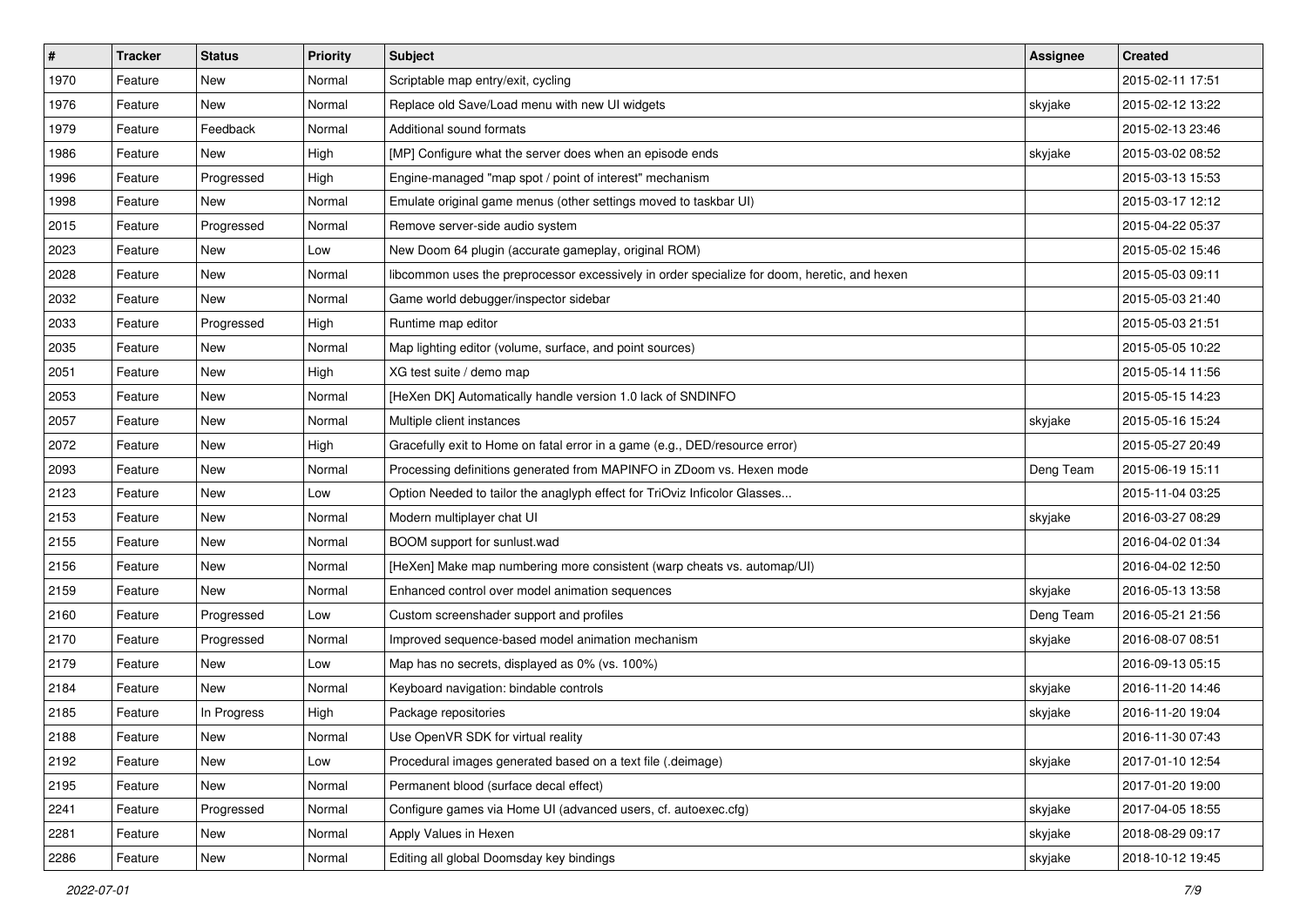| # | Tracker | Status | Priority | Subject | Assignee | Created |
|---|---|---|---|---|---|---|
| 1970 | Feature | New | Normal | Scriptable map entry/exit, cycling | | 2015-02-11 17:51 |
| 1976 | Feature | New | Normal | Replace old Save/Load menu with new UI widgets | skyjake | 2015-02-12 13:22 |
| 1979 | Feature | Feedback | Normal | Additional sound formats | | 2015-02-13 23:46 |
| 1986 | Feature | New | High | [MP] Configure what the server does when an episode ends | skyjake | 2015-03-02 08:52 |
| 1996 | Feature | Progressed | High | Engine-managed "map spot / point of interest" mechanism | | 2015-03-13 15:53 |
| 1998 | Feature | New | Normal | Emulate original game menus (other settings moved to taskbar UI) | | 2015-03-17 12:12 |
| 2015 | Feature | Progressed | Normal | Remove server-side audio system | | 2015-04-22 05:37 |
| 2023 | Feature | New | Low | New Doom 64 plugin (accurate gameplay, original ROM) | | 2015-05-02 15:46 |
| 2028 | Feature | New | Normal | libcommon uses the preprocessor excessively in order specialize for doom, heretic, and hexen | | 2015-05-03 09:11 |
| 2032 | Feature | New | Normal | Game world debugger/inspector sidebar | | 2015-05-03 21:40 |
| 2033 | Feature | Progressed | High | Runtime map editor | | 2015-05-03 21:51 |
| 2035 | Feature | New | Normal | Map lighting editor (volume, surface, and point sources) | | 2015-05-05 10:22 |
| 2051 | Feature | New | High | XG test suite / demo map | | 2015-05-14 11:56 |
| 2053 | Feature | New | Normal | [HeXen DK] Automatically handle version 1.0 lack of SNDINFO | | 2015-05-15 14:23 |
| 2057 | Feature | New | Normal | Multiple client instances | skyjake | 2015-05-16 15:24 |
| 2072 | Feature | New | High | Gracefully exit to Home on fatal error in a game (e.g., DED/resource error) | | 2015-05-27 20:49 |
| 2093 | Feature | New | Normal | Processing definitions generated from MAPINFO in ZDoom vs. Hexen mode | Deng Team | 2015-06-19 15:11 |
| 2123 | Feature | New | Low | Option Needed to tailor the anaglyph effect for TriOviz Inficolor Glasses... | | 2015-11-04 03:25 |
| 2153 | Feature | New | Normal | Modern multiplayer chat UI | skyjake | 2016-03-27 08:29 |
| 2155 | Feature | New | Normal | BOOM support for sunlust.wad | | 2016-04-02 01:34 |
| 2156 | Feature | New | Normal | [HeXen] Make map numbering more consistent (warp cheats vs. automap/UI) | | 2016-04-02 12:50 |
| 2159 | Feature | New | Normal | Enhanced control over model animation sequences | skyjake | 2016-05-13 13:58 |
| 2160 | Feature | Progressed | Low | Custom screenshader support and profiles | Deng Team | 2016-05-21 21:56 |
| 2170 | Feature | Progressed | Normal | Improved sequence-based model animation mechanism | skyjake | 2016-08-07 08:51 |
| 2179 | Feature | New | Low | Map has no secrets, displayed as 0% (vs. 100%) | | 2016-09-13 05:15 |
| 2184 | Feature | New | Normal | Keyboard navigation: bindable controls | skyjake | 2016-11-20 14:46 |
| 2185 | Feature | In Progress | High | Package repositories | skyjake | 2016-11-20 19:04 |
| 2188 | Feature | New | Normal | Use OpenVR SDK for virtual reality | | 2016-11-30 07:43 |
| 2192 | Feature | New | Low | Procedural images generated based on a text file (.deimage) | skyjake | 2017-01-10 12:54 |
| 2195 | Feature | New | Normal | Permanent blood (surface decal effect) | | 2017-01-20 19:00 |
| 2241 | Feature | Progressed | Normal | Configure games via Home UI (advanced users, cf. autoexec.cfg) | skyjake | 2017-04-05 18:55 |
| 2281 | Feature | New | Normal | Apply Values in Hexen | skyjake | 2018-08-29 09:17 |
| 2286 | Feature | New | Normal | Editing all global Doomsday key bindings | skyjake | 2018-10-12 19:45 |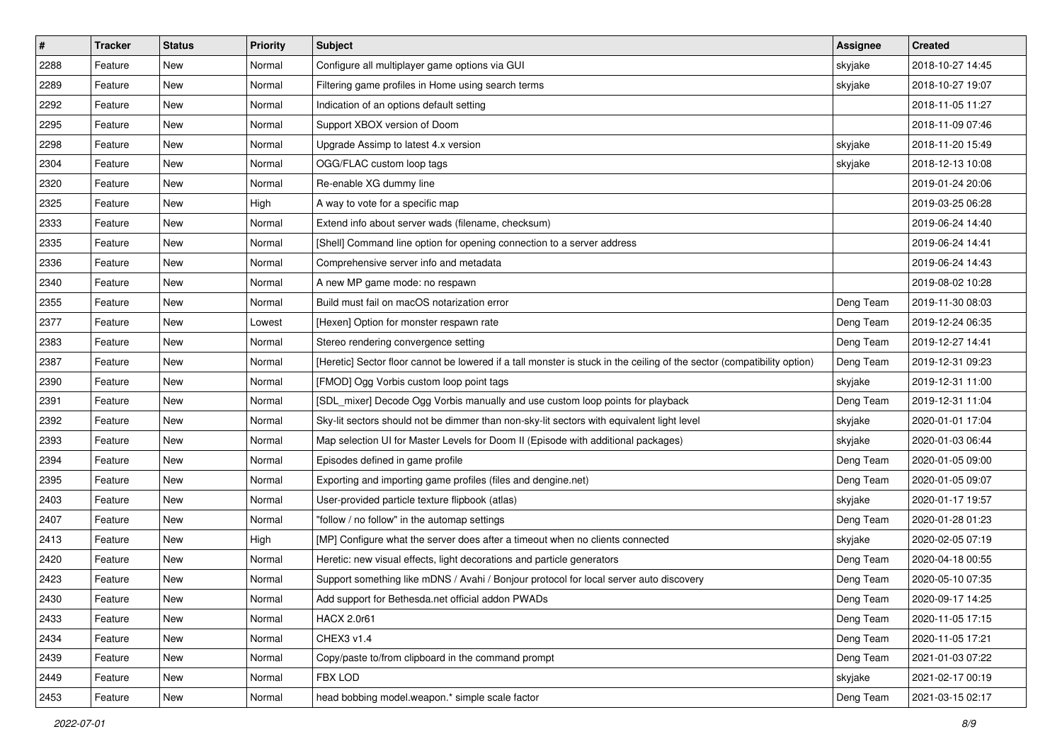| # | Tracker | Status | Priority | Subject | Assignee | Created |
|---|---|---|---|---|---|---|
| 2288 | Feature | New | Normal | Configure all multiplayer game options via GUI | skyjake | 2018-10-27 14:45 |
| 2289 | Feature | New | Normal | Filtering game profiles in Home using search terms | skyjake | 2018-10-27 19:07 |
| 2292 | Feature | New | Normal | Indication of an options default setting | | 2018-11-05 11:27 |
| 2295 | Feature | New | Normal | Support XBOX version of Doom | | 2018-11-09 07:46 |
| 2298 | Feature | New | Normal | Upgrade Assimp to latest 4.x version | skyjake | 2018-11-20 15:49 |
| 2304 | Feature | New | Normal | OGG/FLAC custom loop tags | skyjake | 2018-12-13 10:08 |
| 2320 | Feature | New | Normal | Re-enable XG dummy line | | 2019-01-24 20:06 |
| 2325 | Feature | New | High | A way to vote for a specific map | | 2019-03-25 06:28 |
| 2333 | Feature | New | Normal | Extend info about server wads (filename, checksum) | | 2019-06-24 14:40 |
| 2335 | Feature | New | Normal | [Shell] Command line option for opening connection to a server address | | 2019-06-24 14:41 |
| 2336 | Feature | New | Normal | Comprehensive server info and metadata | | 2019-06-24 14:43 |
| 2340 | Feature | New | Normal | A new MP game mode: no respawn | | 2019-08-02 10:28 |
| 2355 | Feature | New | Normal | Build must fail on macOS notarization error | Deng Team | 2019-11-30 08:03 |
| 2377 | Feature | New | Lowest | [Hexen] Option for monster respawn rate | Deng Team | 2019-12-24 06:35 |
| 2383 | Feature | New | Normal | Stereo rendering convergence setting | Deng Team | 2019-12-27 14:41 |
| 2387 | Feature | New | Normal | [Heretic] Sector floor cannot be lowered if a tall monster is stuck in the ceiling of the sector (compatibility option) | Deng Team | 2019-12-31 09:23 |
| 2390 | Feature | New | Normal | [FMOD] Ogg Vorbis custom loop point tags | skyjake | 2019-12-31 11:00 |
| 2391 | Feature | New | Normal | [SDL_mixer] Decode Ogg Vorbis manually and use custom loop points for playback | Deng Team | 2019-12-31 11:04 |
| 2392 | Feature | New | Normal | Sky-lit sectors should not be dimmer than non-sky-lit sectors with equivalent light level | skyjake | 2020-01-01 17:04 |
| 2393 | Feature | New | Normal | Map selection UI for Master Levels for Doom II (Episode with additional packages) | skyjake | 2020-01-03 06:44 |
| 2394 | Feature | New | Normal | Episodes defined in game profile | Deng Team | 2020-01-05 09:00 |
| 2395 | Feature | New | Normal | Exporting and importing game profiles (files and dengine.net) | Deng Team | 2020-01-05 09:07 |
| 2403 | Feature | New | Normal | User-provided particle texture flipbook (atlas) | skyjake | 2020-01-17 19:57 |
| 2407 | Feature | New | Normal | "follow / no follow" in the automap settings | Deng Team | 2020-01-28 01:23 |
| 2413 | Feature | New | High | [MP] Configure what the server does after a timeout when no clients connected | skyjake | 2020-02-05 07:19 |
| 2420 | Feature | New | Normal | Heretic: new visual effects, light decorations and particle generators | Deng Team | 2020-04-18 00:55 |
| 2423 | Feature | New | Normal | Support something like mDNS / Avahi / Bonjour protocol for local server auto discovery | Deng Team | 2020-05-10 07:35 |
| 2430 | Feature | New | Normal | Add support for Bethesda.net official addon PWADs | Deng Team | 2020-09-17 14:25 |
| 2433 | Feature | New | Normal | HACX 2.0r61 | Deng Team | 2020-11-05 17:15 |
| 2434 | Feature | New | Normal | CHEX3 v1.4 | Deng Team | 2020-11-05 17:21 |
| 2439 | Feature | New | Normal | Copy/paste to/from clipboard in the command prompt | Deng Team | 2021-01-03 07:22 |
| 2449 | Feature | New | Normal | FBX LOD | skyjake | 2021-02-17 00:19 |
| 2453 | Feature | New | Normal | head bobbing model.weapon.* simple scale factor | Deng Team | 2021-03-15 02:17 |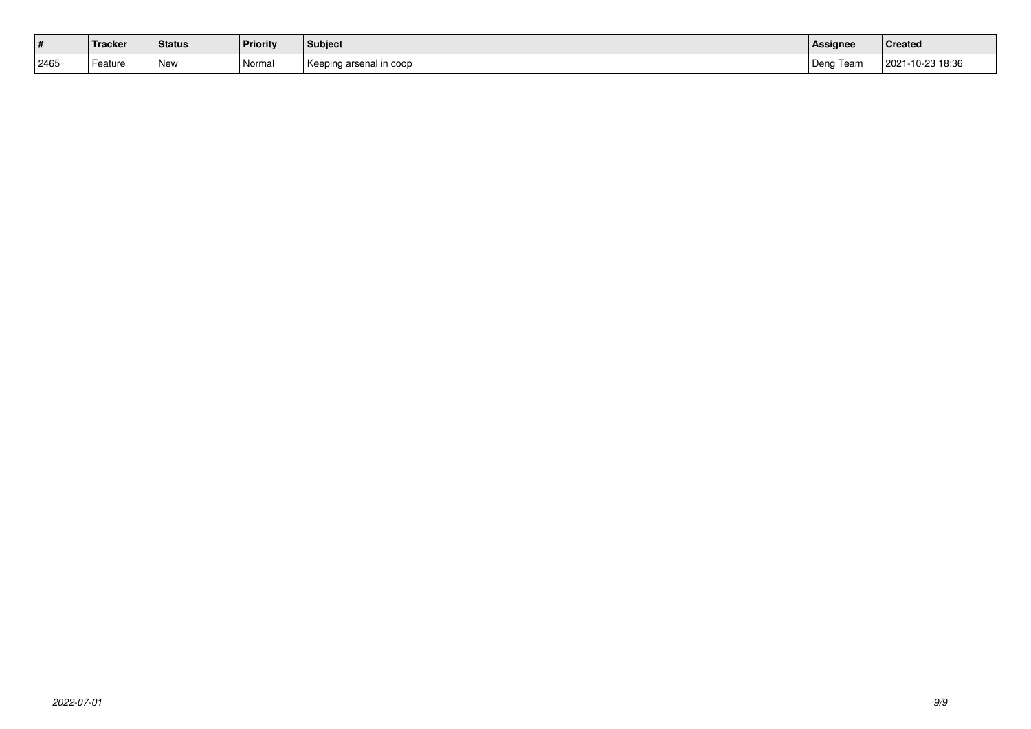| # | Tracker | Status | Priority | Subject | Assignee | Created |
|---|---|---|---|---|---|---|
| 2465 | Feature | New | Normal | Keeping arsenal in coop | Deng Team | 2021-10-23 18:36 |